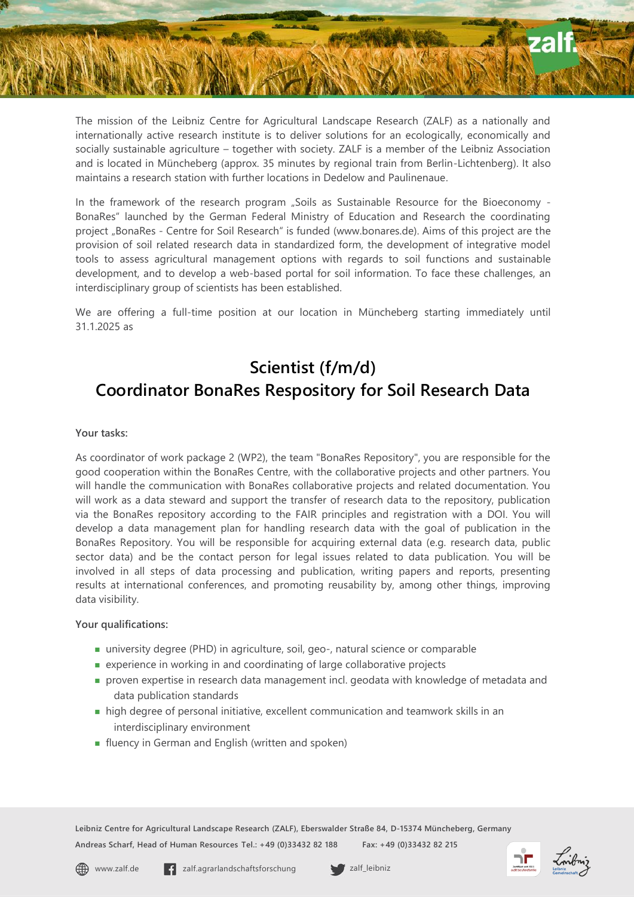The mission of the Leibniz Centre for Agricultural Landscape Research (ZALF) as a nationally and internationally active research institute is to deliver solutions for an ecologically, economically and socially sustainable agriculture – together with society. ZALF is a member of the Leibniz Association and is located in Müncheberg (approx. 35 minutes by regional train from Berlin-Lichtenberg). It also maintains a research station with further locations in Dedelow and Paulinenaue.

In the framework of the research program „Soils as Sustainable Resource for the Bioeconomy - BonaRes" launched by the German Federal Ministry of Education and Research the coordinating project „BonaRes - Centre for Soil Research" is funded (www.bonares.de). Aims of this project are the provision of soil related research data in standardized form, the development of integrative model tools to assess agricultural management options with regards to soil functions and sustainable development, and to develop a web-based portal for soil information. To face these challenges, an interdisciplinary group of scientists has been established.

We are offering a full-time position at our location in Müncheberg starting immediately until 31.1.2025 as

# Scientist (f/m/d)
# Coordinator BonaRes Respository for Soil Research Data

**Your tasks:**

As coordinator of work package 2 (WP2), the team "BonaRes Repository", you are responsible for the good cooperation within the BonaRes Centre, with the collaborative projects and other partners. You will handle the communication with BonaRes collaborative projects and related documentation. You will work as a data steward and support the transfer of research data to the repository, publication via the BonaRes repository according to the FAIR principles and registration with a DOI. You will develop a data management plan for handling research data with the goal of publication in the BonaRes Repository. You will be responsible for acquiring external data (e.g. research data, public sector data) and be the contact person for legal issues related to data publication. You will be involved in all steps of data processing and publication, writing papers and reports, presenting results at international conferences, and promoting reusability by, among other things, improving data visibility.

**Your qualifications:**

- university degree (PHD) in agriculture, soil, geo-, natural science or comparable
- experience in working in and coordinating of large collaborative projects
- proven expertise in research data management incl. geodata with knowledge of metadata and data publication standards
- high degree of personal initiative, excellent communication and teamwork skills in an interdisciplinary environment
- fluency in German and English (written and spoken)

Leibniz Centre for Agricultural Landscape Research (ZALF), Eberswalder Straße 84, D-15374 Müncheberg, Germany
Andreas Scharf, Head of Human Resources Tel.: +49 (0)33432 82 188 Fax: +49 (0)33432 82 215

www.zalf.de | zalf.agrarlandschaftsforschung | zalf_leibniz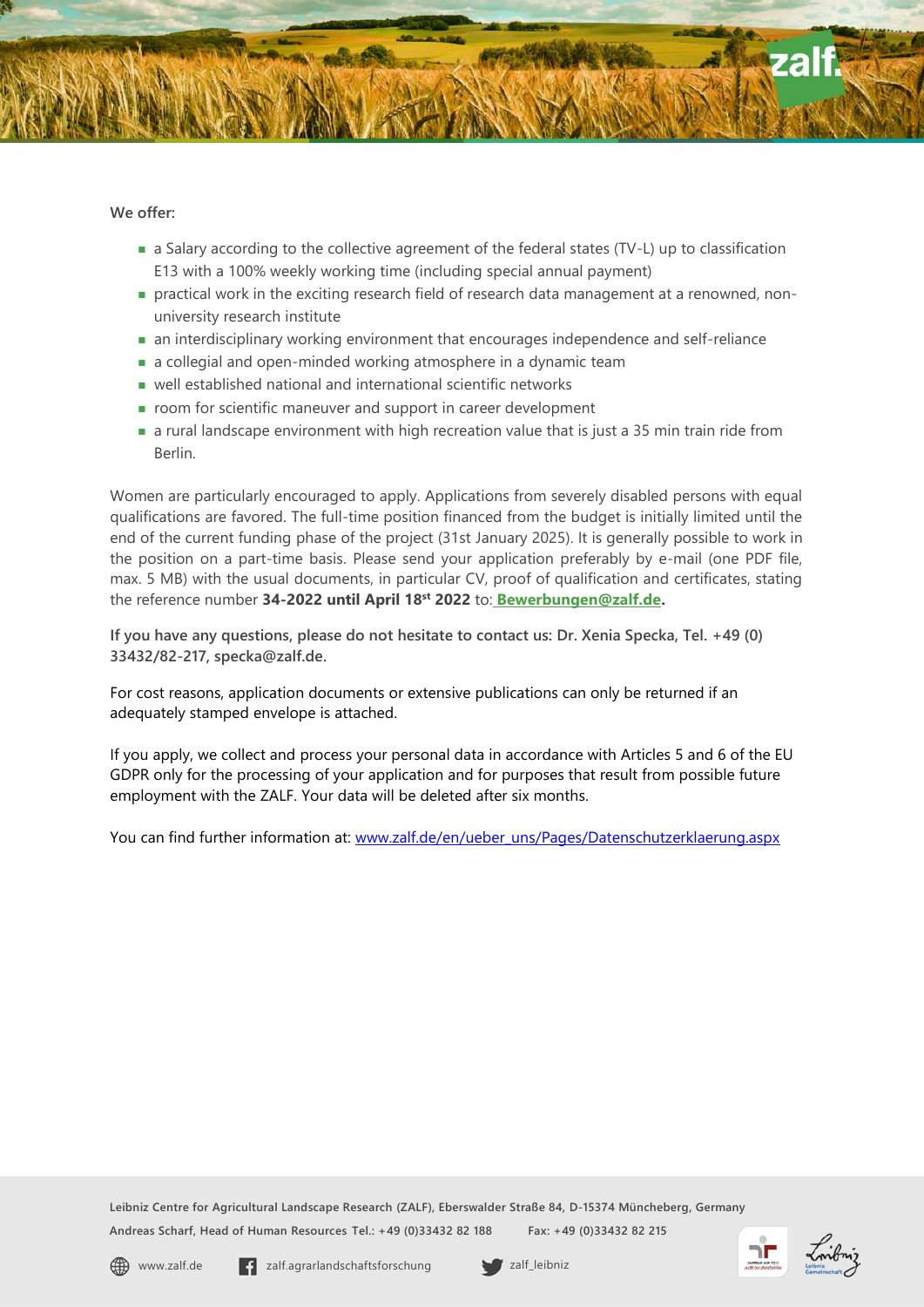We offer:

- a Salary according to the collective agreement of the federal states (TV-L) up to classification E13 with a 100% weekly working time (including special annual payment)
- practical work in the exciting research field of research data management at a renowned, non-university research institute
- an interdisciplinary working environment that encourages independence and self-reliance
- a collegial and open-minded working atmosphere in a dynamic team
- well established national and international scientific networks
- room for scientific maneuver and support in career development
- a rural landscape environment with high recreation value that is just a 35 min train ride from Berlin.

Women are particularly encouraged to apply. Applications from severely disabled persons with equal qualifications are favored. The full-time position financed from the budget is initially limited until the end of the current funding phase of the project (31st January 2025). It is generally possible to work in the position on a part-time basis. Please send your application preferably by e-mail (one PDF file, max. 5 MB) with the usual documents, in particular CV, proof of qualification and certificates, stating the reference number **34-2022 until April 18st 2022** to: **Bewerbungen@zalf.de**.

**If you have any questions, please do not hesitate to contact us: Dr. Xenia Specka, Tel. +49 (0) 33432/82-217, specka@zalf.de.**

For cost reasons, application documents or extensive publications can only be returned if an adequately stamped envelope is attached.

If you apply, we collect and process your personal data in accordance with Articles 5 and 6 of the EU GDPR only for the processing of your application and for purposes that result from possible future employment with the ZALF. Your data will be deleted after six months.

You can find further information at: www.zalf.de/en/ueber_uns/Pages/Datenschutzerklaerung.aspx

Leibniz Centre for Agricultural Landscape Research (ZALF), Eberswalder Straße 84, D-15374 Müncheberg, Germany

Andreas Scharf, Head of Human Resources Tel.: +49 (0)33432 82 188 Fax: +49 (0)33432 82 215

www.zalf.de zalf.agrarlandschaftsforschung zalf_leibniz